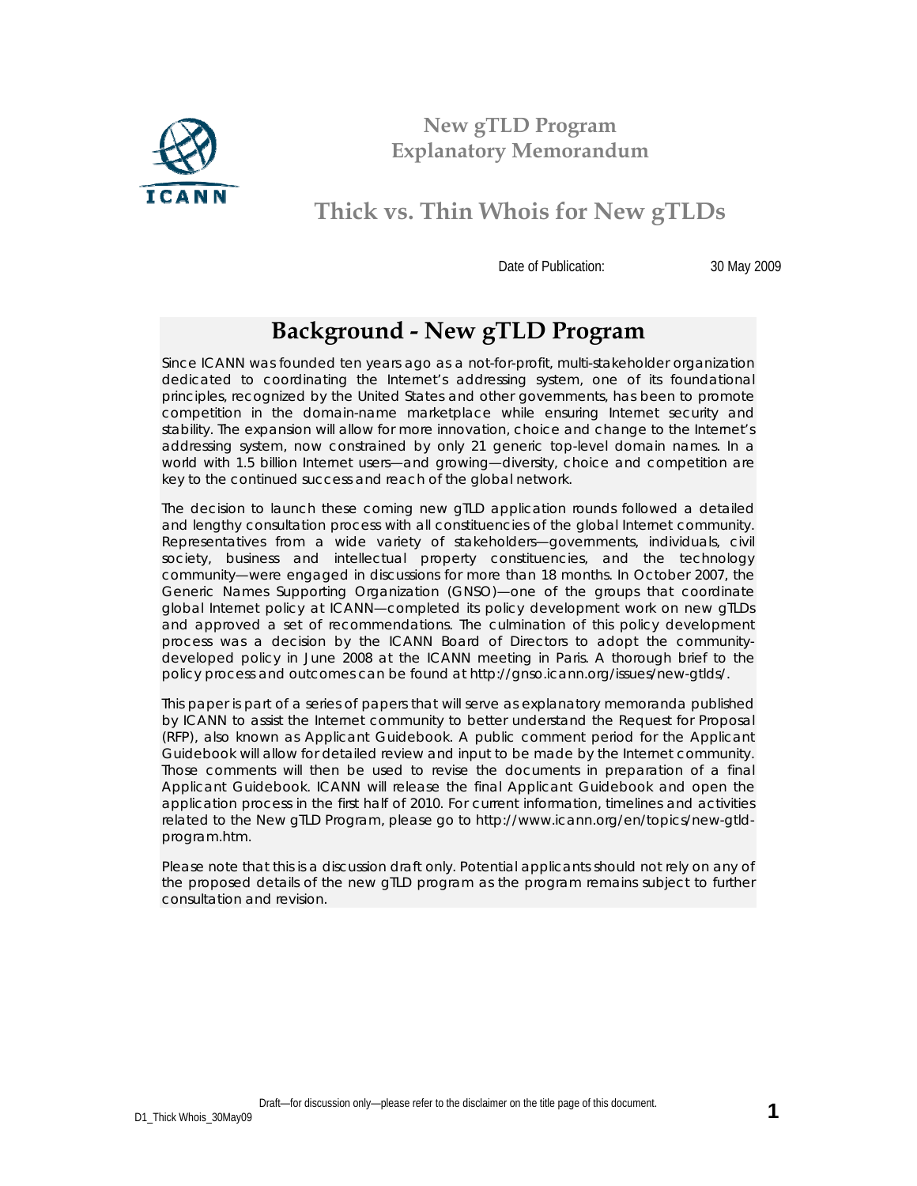# New gTLD Program Explanatory Memorandum

## Thick vs. Thin Whois for New gTLDs

Date of Publication: 30 May 2009

## Background - New gTLD Program

Since ICANN was founded ten years ago as a not-for-profit, multi-stakeholder organization dedicated to coordinating the Internet's addressing system, one of its foundational principles, recognized by the United States and other governments, has been to promote competition in the domain-name marketplace while ensuring Internet security and stability. The expansion will allow for more innovation, choice and change to the Internet's addressing system, now constrained by only 21 generic top-level domain names. In a world with 1.5 billion Internet users—and growing—diversity, choice and competition are key to the continued success and reach of the global network.

The decision to launch these coming new gTLD application rounds followed a detailed and lengthy consultation process with all constituencies of the global Internet community. Representatives from a wide variety of stakeholders—governments, individuals, civil society, business and intellectual property constituencies, and the technology community—were engaged in discussions for more than 18 months. In October 2007, the Generic Names Supporting Organization (GNSO)—one of the groups that coordinate global Internet policy at ICANN—completed its policy development work on new gTLDs and approved a set of recommendations. The culmination of this policy development process was a decision by the ICANN Board of Directors to adopt the community-developed policy in June 2008 at the ICANN meeting in Paris. A thorough brief to the policy process and outcomes can be found at http://gnso.icann.org/issues/new-gtlds/.

This paper is part of a series of papers that will serve as explanatory memoranda published by ICANN to assist the Internet community to better understand the Request for Proposal (RFP), also known as Applicant Guidebook. A public comment period for the Applicant Guidebook will allow for detailed review and input to be made by the Internet community. Those comments will then be used to revise the documents in preparation of a final Applicant Guidebook. ICANN will release the final Applicant Guidebook and open the application process in the first half of 2010. For current information, timelines and activities related to the New gTLD Program, please go to http://www.icann.org/en/topics/new-gtld-program.htm.

Please note that this is a discussion draft only. Potential applicants should not rely on any of the proposed details of the new gTLD program as the program remains subject to further consultation and revision.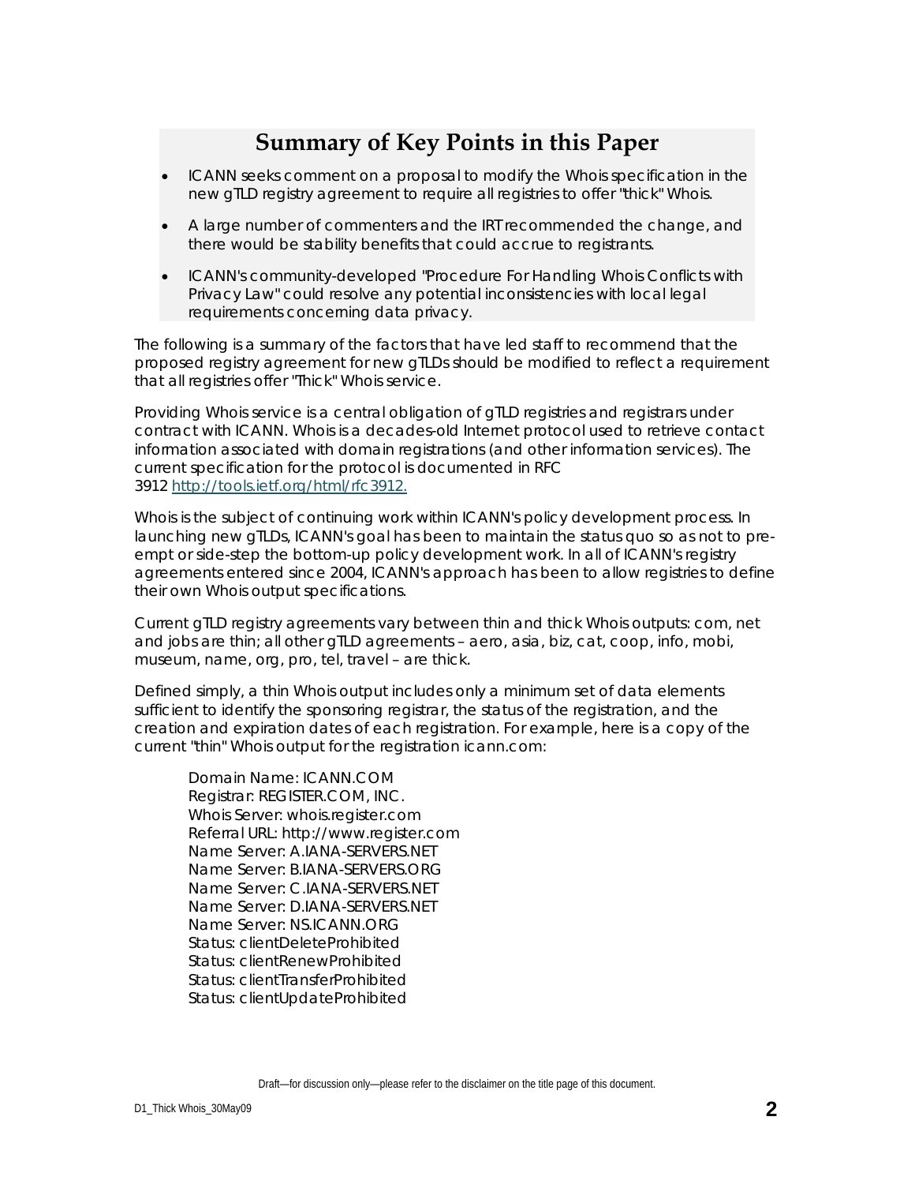## Summary of Key Points in this Paper

- ICANN seeks comment on a proposal to modify the Whois specification in the new gTLD registry agreement to require all registries to offer "thick" Whois.
- A large number of commenters and the IRT recommended the change, and there would be stability benefits that could accrue to registrants.
- ICANN's community-developed "Procedure For Handling Whois Conflicts with Privacy Law" could resolve any potential inconsistencies with local legal requirements concerning data privacy.

The following is a summary of the factors that have led staff to recommend that the proposed registry agreement for new gTLDs should be modified to reflect a requirement that all registries offer "Thick" Whois service.

Providing Whois service is a central obligation of gTLD registries and registrars under contract with ICANN. Whois is a decades-old Internet protocol used to retrieve contact information associated with domain registrations (and other information services). The current specification for the protocol is documented in RFC 3912 http://tools.ietf.org/html/rfc3912.

Whois is the subject of continuing work within ICANN's policy development process. In launching new gTLDs, ICANN's goal has been to maintain the status quo so as not to pre-empt or side-step the bottom-up policy development work. In all of ICANN's registry agreements entered since 2004, ICANN's approach has been to allow registries to define their own Whois output specifications.

Current gTLD registry agreements vary between thin and thick Whois outputs: com, net and jobs are thin; all other gTLD agreements – aero, asia, biz, cat, coop, info, mobi, museum, name, org, pro, tel, travel – are thick.

Defined simply, a thin Whois output includes only a minimum set of data elements sufficient to identify the sponsoring registrar, the status of the registration, and the creation and expiration dates of each registration. For example, here is a copy of the current "thin" Whois output for the registration icann.com:

```
Domain Name: ICANN.COM
Registrar: REGISTER.COM, INC.
Whois Server: whois.register.com
Referral URL: http://www.register.com
Name Server: A.IANA-SERVERS.NET
Name Server: B.IANA-SERVERS.ORG
Name Server: C.IANA-SERVERS.NET
Name Server: D.IANA-SERVERS.NET
Name Server: NS.ICANN.ORG
Status: clientDeleteProhibited
Status: clientRenewProhibited
Status: clientTransferProhibited
Status: clientUpdateProhibited
```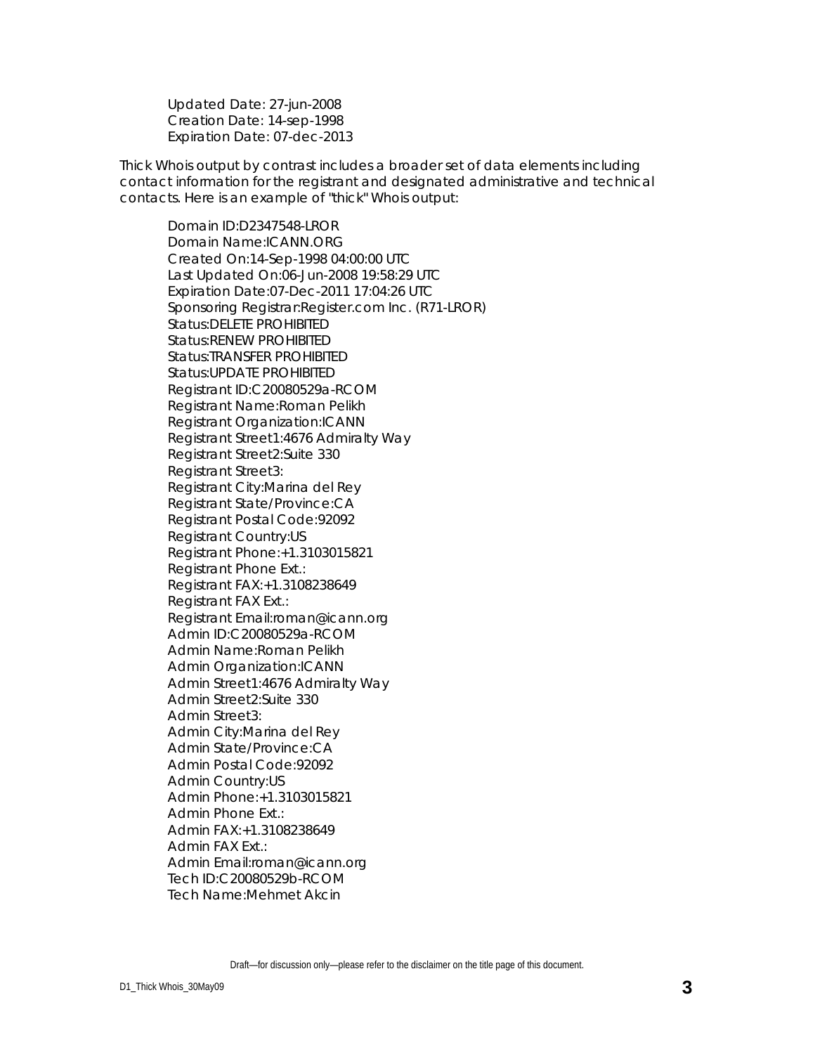```
Updated Date: 27-jun-2008
Creation Date: 14-sep-1998
Expiration Date: 07-dec-2013
```

Thick Whois output by contrast includes a broader set of data elements including contact information for the registrant and designated administrative and technical contacts. Here is an example of "thick" Whois output:

```
Domain ID:D2347548-LROR
Domain Name:ICANN.ORG
Created On:14-Sep-1998 04:00:00 UTC
Last Updated On:06-Jun-2008 19:58:29 UTC
Expiration Date:07-Dec-2011 17:04:26 UTC
Sponsoring Registrar:Register.com Inc. (R71-LROR)
Status:DELETE PROHIBITED
Status:RENEW PROHIBITED
Status:TRANSFER PROHIBITED
Status:UPDATE PROHIBITED
Registrant ID:C20080529a-RCOM
Registrant Name:Roman Pelikh
Registrant Organization:ICANN
Registrant Street1:4676 Admiralty Way
Registrant Street2:Suite 330
Registrant Street3:
Registrant City:Marina del Rey
Registrant State/Province:CA
Registrant Postal Code:92092
Registrant Country:US
Registrant Phone:+1.3103015821
Registrant Phone Ext.:
Registrant FAX:+1.3108238649
Registrant FAX Ext.:
Registrant Email:roman@icann.org
Admin ID:C20080529a-RCOM
Admin Name:Roman Pelikh
Admin Organization:ICANN
Admin Street1:4676 Admiralty Way
Admin Street2:Suite 330
Admin Street3:
Admin City:Marina del Rey
Admin State/Province:CA
Admin Postal Code:92092
Admin Country:US
Admin Phone:+1.3103015821
Admin Phone Ext.:
Admin FAX:+1.3108238649
Admin FAX Ext.:
Admin Email:roman@icann.org
Tech ID:C20080529b-RCOM
Tech Name:Mehmet Akcin
```

Draft—for discussion only—please refer to the disclaimer on the title page of this document.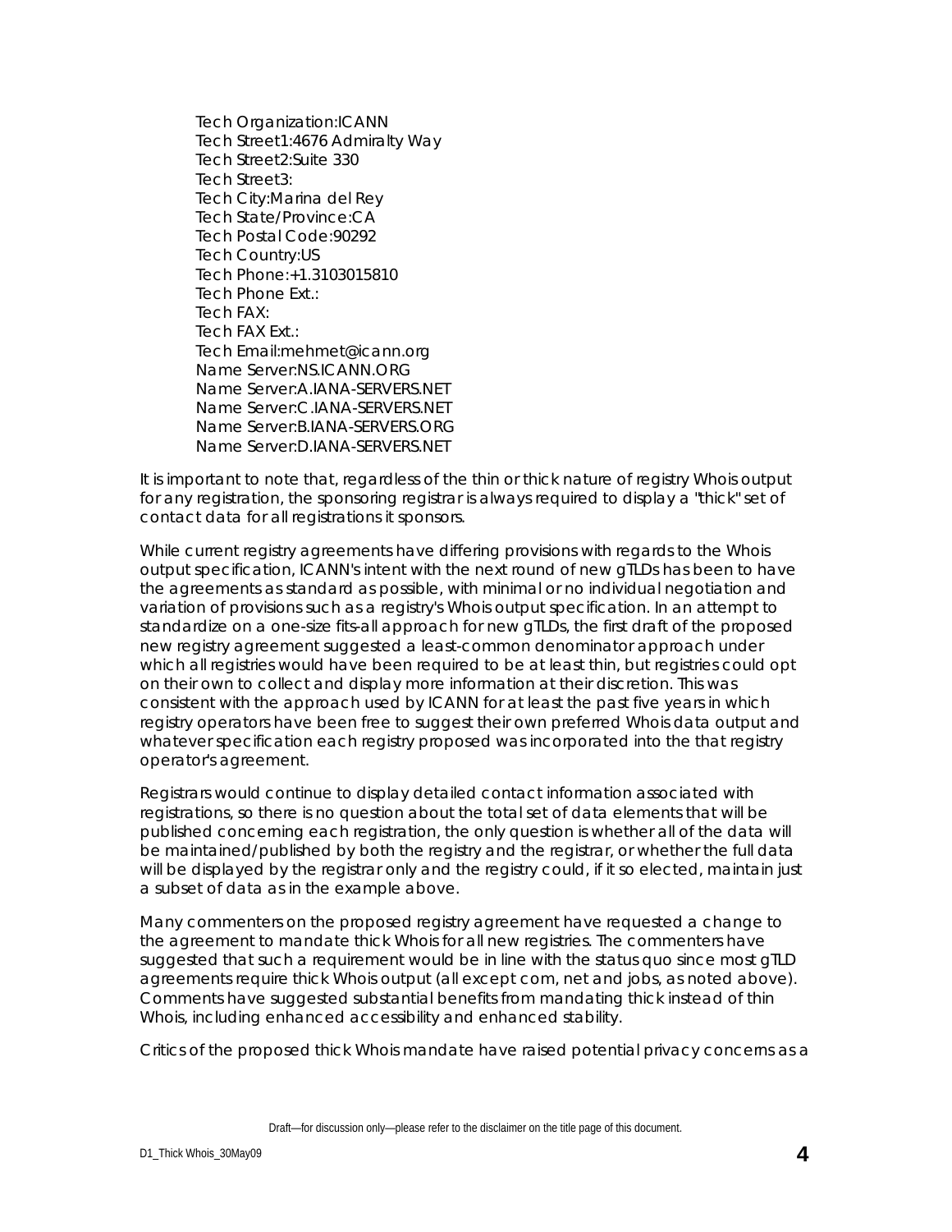Tech Organization:ICANN
Tech Street1:4676 Admiralty Way
Tech Street2:Suite 330
Tech Street3:
Tech City:Marina del Rey
Tech State/Province:CA
Tech Postal Code:90292
Tech Country:US
Tech Phone:+1.3103015810
Tech Phone Ext.:
Tech FAX:
Tech FAX Ext.:
Tech Email:mehmet@icann.org
Name Server:NS.ICANN.ORG
Name Server:A.IANA-SERVERS.NET
Name Server:C.IANA-SERVERS.NET
Name Server:B.IANA-SERVERS.ORG
Name Server:D.IANA-SERVERS.NET

It is important to note that, regardless of the thin or thick nature of registry Whois output for any registration, the sponsoring registrar is always required to display a "thick" set of contact data for all registrations it sponsors.

While current registry agreements have differing provisions with regards to the Whois output specification, ICANN's intent with the next round of new gTLDs has been to have the agreements as standard as possible, with minimal or no individual negotiation and variation of provisions such as a registry's Whois output specification. In an attempt to standardize on a one-size fits-all approach for new gTLDs, the first draft of the proposed new registry agreement suggested a least-common denominator approach under which all registries would have been required to be at least thin, but registries could opt on their own to collect and display more information at their discretion. This was consistent with the approach used by ICANN for at least the past five years in which registry operators have been free to suggest their own preferred Whois data output and whatever specification each registry proposed was incorporated into the that registry operator's agreement.

Registrars would continue to display detailed contact information associated with registrations, so there is no question about the total set of data elements that will be published concerning each registration, the only question is whether all of the data will be maintained/published by both the registry and the registrar, or whether the full data will be displayed by the registrar only and the registry could, if it so elected, maintain just a subset of data as in the example above.

Many commenters on the proposed registry agreement have requested a change to the agreement to mandate thick Whois for all new registries. The commenters have suggested that such a requirement would be in line with the status quo since most gTLD agreements require thick Whois output (all except com, net and jobs, as noted above). Comments have suggested substantial benefits from mandating thick instead of thin Whois, including enhanced accessibility and enhanced stability.

Critics of the proposed thick Whois mandate have raised potential privacy concerns as a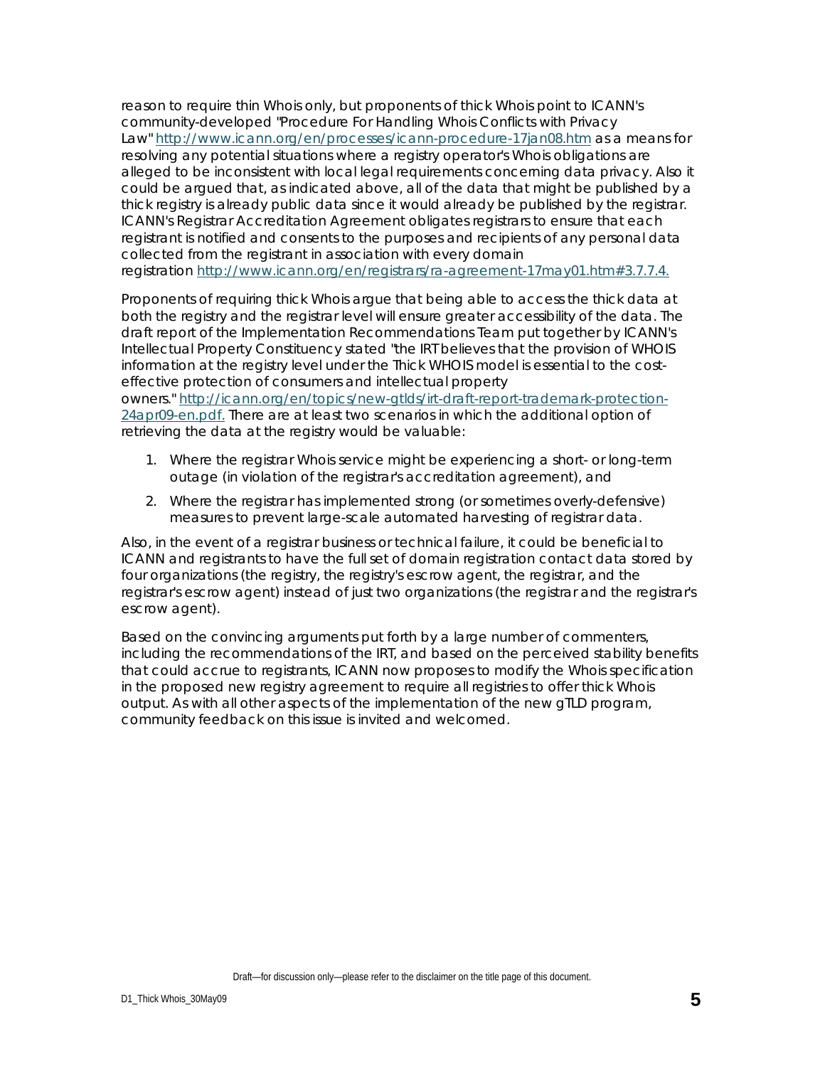reason to require thin Whois only, but proponents of thick Whois point to ICANN's community-developed "Procedure For Handling Whois Conflicts with Privacy Law" http://www.icann.org/en/processes/icann-procedure-17jan08.htm as a means for resolving any potential situations where a registry operator's Whois obligations are alleged to be inconsistent with local legal requirements concerning data privacy. Also it could be argued that, as indicated above, all of the data that might be published by a thick registry is already public data since it would already be published by the registrar. ICANN's Registrar Accreditation Agreement obligates registrars to ensure that each registrant is notified and consents to the purposes and recipients of any personal data collected from the registrant in association with every domain registration http://www.icann.org/en/registrars/ra-agreement-17may01.htm#3.7.7.4.

Proponents of requiring thick Whois argue that being able to access the thick data at both the registry and the registrar level will ensure greater accessibility of the data. The draft report of the Implementation Recommendations Team put together by ICANN's Intellectual Property Constituency stated "the IRT believes that the provision of WHOIS information at the registry level under the Thick WHOIS model is essential to the cost-effective protection of consumers and intellectual property owners." http://icann.org/en/topics/new-gtlds/irt-draft-report-trademark-protection-24apr09-en.pdf. There are at least two scenarios in which the additional option of retrieving the data at the registry would be valuable:

1. Where the registrar Whois service might be experiencing a short- or long-term outage (in violation of the registrar's accreditation agreement), and
2. Where the registrar has implemented strong (or sometimes overly-defensive) measures to prevent large-scale automated harvesting of registrar data.

Also, in the event of a registrar business or technical failure, it could be beneficial to ICANN and registrants to have the full set of domain registration contact data stored by four organizations (the registry, the registry's escrow agent, the registrar, and the registrar's escrow agent) instead of just two organizations (the registrar and the registrar's escrow agent).

Based on the convincing arguments put forth by a large number of commenters, including the recommendations of the IRT, and based on the perceived stability benefits that could accrue to registrants, ICANN now proposes to modify the Whois specification in the proposed new registry agreement to require all registries to offer thick Whois output. As with all other aspects of the implementation of the new gTLD program, community feedback on this issue is invited and welcomed.